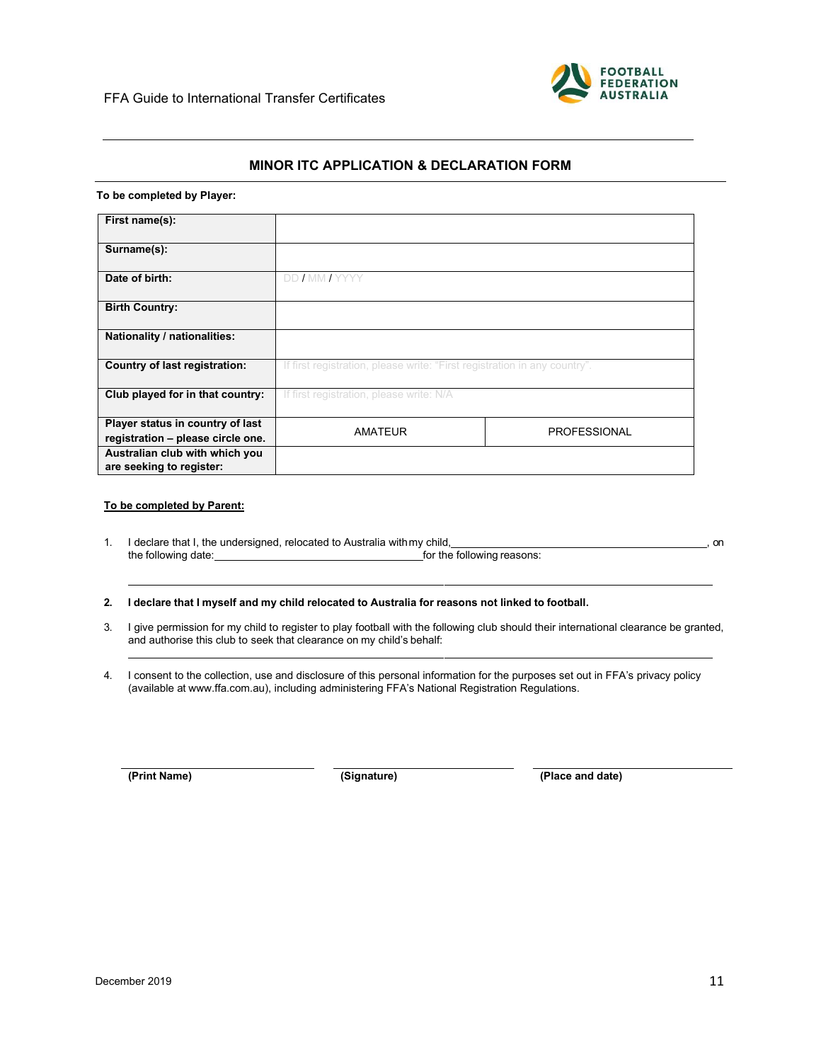## MINOR ITC APPLICATION & DECLARATION FORM

**To be completed by Player:**

| | | |
|---|---|---|
| **First name(s):** | | |
| **Surname(s):** | | |
| **Date of birth:** | DD / MM / YYYY | |
| **Birth Country:** | | |
| **Nationality / nationalities:** | | |
| **Country of last registration:** | If first registration, please write: "First registration in any country". | |
| **Club played for in that country:** | If first registration, please write: N/A | |
| **Player status in country of last registration – please circle one.** | AMATEUR | PROFESSIONAL |
| **Australian club with which you are seeking to register:** | | |

**<u>To be completed by Parent:</u>**

1. I declare that I, the undersigned, relocated to Australia with my child,\_\_\_\_\_\_\_\_\_\_\_\_\_\_\_\_\_\_\_\_\_\_\_\_\_\_\_\_\_\_\_\_\_\_\_\_\_\_\_\_, on the following date:\_\_\_\_\_\_\_\_\_\_\_\_\_\_\_\_\_\_\_\_\_\_\_\_\_\_\_\_\_\_\_\_for the following reasons:

   \_\_\_\_\_\_\_\_\_\_\_\_\_\_\_\_\_\_\_\_\_\_\_\_\_\_\_\_\_\_\_\_\_\_\_\_\_\_\_\_\_\_\_\_\_\_\_\_\_\_\_\_\_\_\_\_\_\_\_\_\_\_\_\_\_\_\_\_\_\_\_\_\_\_\_\_\_\_\_\_\_\_

2. **I declare that I myself and my child relocated to Australia for reasons not linked to football.**

3. I give permission for my child to register to play football with the following club should their international clearance be granted, and authorise this club to seek that clearance on my child's behalf:

   \_\_\_\_\_\_\_\_\_\_\_\_\_\_\_\_\_\_\_\_\_\_\_\_\_\_\_\_\_\_\_\_\_\_\_\_\_\_\_\_\_\_\_\_\_\_\_\_\_\_\_\_\_\_\_\_\_\_\_\_\_\_\_\_\_\_\_\_\_\_\_\_\_\_\_\_\_\_\_\_\_\_

4. I consent to the collection, use and disclosure of this personal information for the purposes set out in FFA's privacy policy (available at www.ffa.com.au), including administering FFA's National Registration Regulations.

\_\_\_\_\_\_\_\_\_\_\_\_\_\_\_\_\_\_\_\_\_\_\_\_\_ \_\_\_\_\_\_\_\_\_\_\_\_\_\_\_\_\_\_\_\_\_\_\_\_\_ \_\_\_\_\_\_\_\_\_\_\_\_\_\_\_\_\_\_\_\_\_\_\_\_\_

**(Print Name)** **(Signature)** **(Place and date)**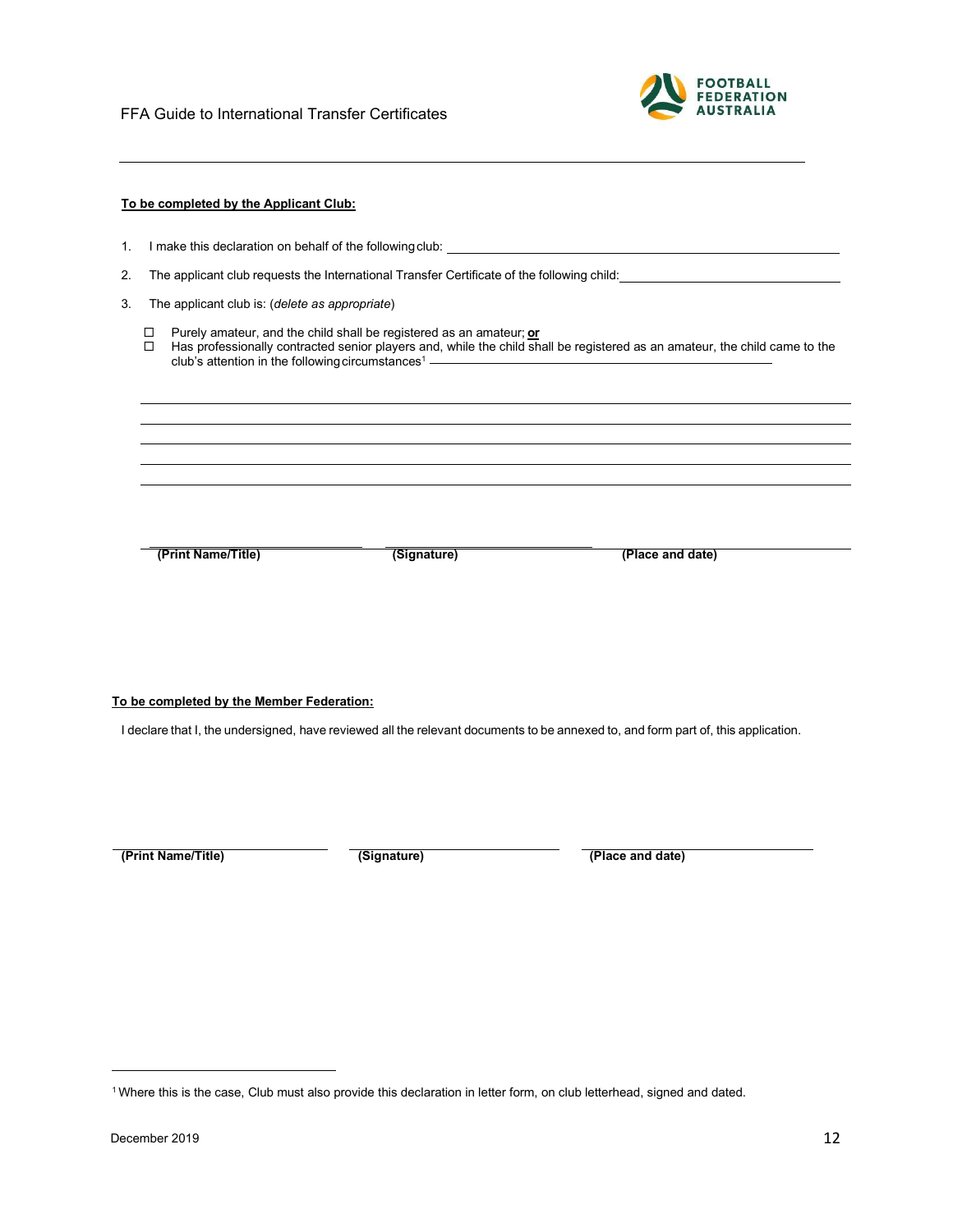**To be completed by the Applicant Club:**

1. I make this declaration on behalf of the following club: \_\_\_\_\_\_\_\_\_\_\_\_\_\_\_\_\_\_\_\_\_\_\_\_\_\_\_\_\_\_\_\_\_\_\_\_\_\_\_\_\_\_\_\_

2. The applicant club requests the International Transfer Certificate of the following child: \_\_\_\_\_\_\_\_\_\_\_\_\_\_\_\_\_\_\_\_\_\_\_\_\_\_\_\_\_\_

3. The applicant club is: (*delete as appropriate*)

☐ Purely amateur, and the child shall be registered as an amateur; **or**
☐ Has professionally contracted senior players and, while the child shall be registered as an amateur, the child came to the club's attention in the following circumstances[1] \_\_\_\_\_\_\_\_\_\_\_\_\_\_\_\_\_\_\_\_\_\_\_\_\_\_\_\_\_\_\_\_\_\_\_\_\_\_\_\_\_\_\_\_

\_\_\_\_\_\_\_\_\_\_\_\_\_\_\_\_\_\_\_\_\_\_\_\_\_\_\_\_\_\_\_\_\_\_\_\_\_\_\_\_\_\_\_\_\_\_\_\_\_\_\_\_\_\_\_\_\_\_\_\_\_\_\_\_\_\_\_\_\_\_\_\_\_\_\_\_\_\_

\_\_\_\_\_\_\_\_\_\_\_\_\_\_\_\_\_\_\_\_\_\_\_\_\_\_\_\_\_\_\_\_\_\_\_\_\_\_\_\_\_\_\_\_\_\_\_\_\_\_\_\_\_\_\_\_\_\_\_\_\_\_\_\_\_\_\_\_\_\_\_\_\_\_\_\_\_\_

\_\_\_\_\_\_\_\_\_\_\_\_\_\_\_\_\_\_\_\_\_\_\_\_\_\_\_\_\_\_\_\_\_\_\_\_\_\_\_\_\_\_\_\_\_\_\_\_\_\_\_\_\_\_\_\_\_\_\_\_\_\_\_\_\_\_\_\_\_\_\_\_\_\_\_\_\_\_

\_\_\_\_\_\_\_\_\_\_\_\_\_\_\_\_\_\_\_\_\_\_\_\_\_\_\_\_\_\_\_\_\_\_\_\_\_\_\_\_\_\_\_\_\_\_\_\_\_\_\_\_\_\_\_\_\_\_\_\_\_\_\_\_\_\_\_\_\_\_\_\_\_\_\_\_\_\_

\_\_\_\_\_\_\_\_\_\_\_\_\_\_\_\_\_\_\_\_\_\_\_\_\_\_\_\_\_\_\_\_\_\_\_\_\_\_\_\_\_\_\_\_\_\_\_\_\_\_\_\_\_\_\_\_\_\_\_\_\_\_\_\_\_\_\_\_\_\_\_\_\_\_\_\_\_\_

| \_\_\_\_\_\_\_\_\_\_\_\_\_\_\_\_\_\_\_\_ | \_\_\_\_\_\_\_\_\_\_\_\_\_\_\_\_\_\_\_\_ | \_\_\_\_\_\_\_\_\_\_\_\_\_\_\_\_\_\_\_\_ |
|---|---|---|
| **(Print Name/Title)** | **(Signature)** | **(Place and date)** |

**To be completed by the Member Federation:**

I declare that I, the undersigned, have reviewed all the relevant documents to be annexed to, and form part of, this application.

| \_\_\_\_\_\_\_\_\_\_\_\_\_\_\_\_\_\_\_\_ | \_\_\_\_\_\_\_\_\_\_\_\_\_\_\_\_\_\_\_\_ | \_\_\_\_\_\_\_\_\_\_\_\_\_\_\_\_\_\_\_\_ |
|---|---|---|
| **(Print Name/Title)** | **(Signature)** | **(Place and date)** |

[1] Where this is the case, Club must also provide this declaration in letter form, on club letterhead, signed and dated.